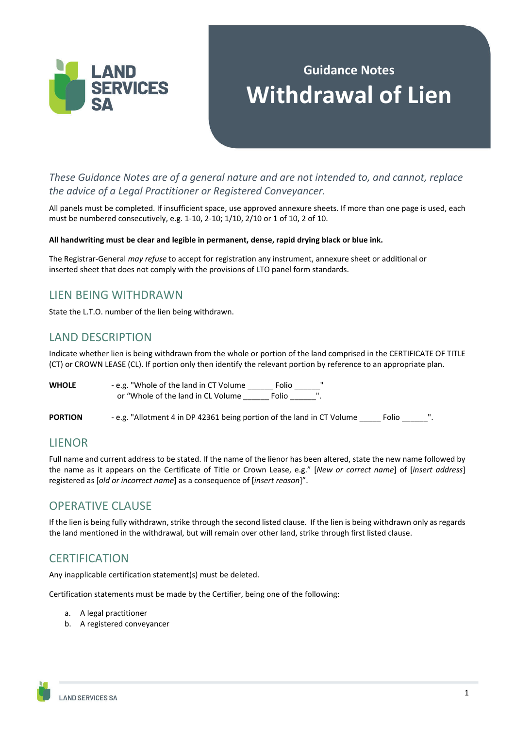Guidance Notes

# Withdrawal of Lien

*These Guidance Notes are of a general nature and are not intended to, and cannot, replace the advice of a Legal Practitioner or Registered Conveyancer.*

All panels must be completed. If insufficient space, use approved annexure sheets. If more than one page is used, each must be numbered consecutively, e.g. 1-10, 2-10; 1/10, 2/10 or 1 of 10, 2 of 10.

**All handwriting must be clear and legible in permanent, dense, rapid drying black or blue ink.**

The Registrar-General *may refuse* to accept for registration any instrument, annexure sheet or additional or inserted sheet that does not comply with the provisions of LTO panel form standards.

## LIEN BEING WITHDRAWN

State the L.T.O. number of the lien being withdrawn.

## LAND DESCRIPTION

Indicate whether lien is being withdrawn from the whole or portion of the land comprised in the CERTIFICATE OF TITLE (CT) or CROWN LEASE (CL). If portion only then identify the relevant portion by reference to an appropriate plan.

**WHOLE** - e.g. "Whole of the land in CT Volume ______ Folio ______"
or "Whole of the land in CL Volume ______ Folio ______".

**PORTION** - e.g. "Allotment 4 in DP 42361 being portion of the land in CT Volume _____ Folio ______".

## LIENOR

Full name and current address to be stated. If the name of the lienor has been altered, state the new name followed by the name as it appears on the Certificate of Title or Crown Lease, e.g." [*New or correct name*] of [*insert address*] registered as [*old or incorrect name*] as a consequence of [*insert reason*]".

## OPERATIVE CLAUSE

If the lien is being fully withdrawn, strike through the second listed clause. If the lien is being withdrawn only as regards the land mentioned in the withdrawal, but will remain over other land, strike through first listed clause.

## CERTIFICATION

Any inapplicable certification statement(s) must be deleted.

Certification statements must be made by the Certifier, being one of the following:

a. A legal practitioner
b. A registered conveyancer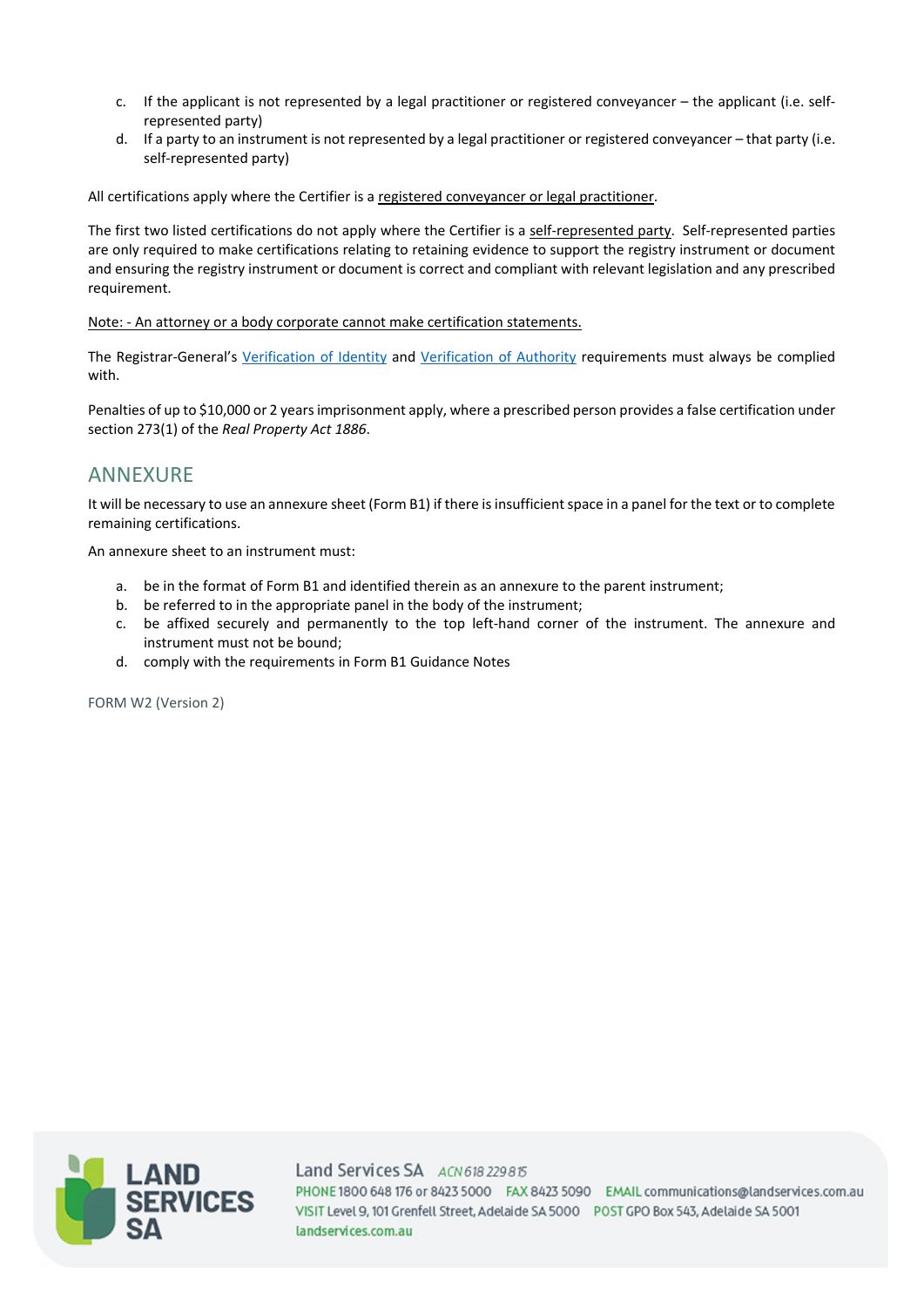c. If the applicant is not represented by a legal practitioner or registered conveyancer – the applicant (i.e. self-represented party)
d. If a party to an instrument is not represented by a legal practitioner or registered conveyancer – that party (i.e. self-represented party)

All certifications apply where the Certifier is a registered conveyancer or legal practitioner.

The first two listed certifications do not apply where the Certifier is a self-represented party. Self-represented parties are only required to make certifications relating to retaining evidence to support the registry instrument or document and ensuring the registry instrument or document is correct and compliant with relevant legislation and any prescribed requirement.

Note: - An attorney or a body corporate cannot make certification statements.

The Registrar-General's Verification of Identity and Verification of Authority requirements must always be complied with.

Penalties of up to $10,000 or 2 years imprisonment apply, where a prescribed person provides a false certification under section 273(1) of the *Real Property Act 1886*.

## ANNEXURE

It will be necessary to use an annexure sheet (Form B1) if there is insufficient space in a panel for the text or to complete remaining certifications.

An annexure sheet to an instrument must:

a. be in the format of Form B1 and identified therein as an annexure to the parent instrument;
b. be referred to in the appropriate panel in the body of the instrument;
c. be affixed securely and permanently to the top left-hand corner of the instrument. The annexure and instrument must not be bound;
d. comply with the requirements in Form B1 Guidance Notes

FORM W2 (Version 2)

LAND SERVICES SA

Land Services SA ACN 618 229 815

PHONE 1800 648 176 or 8423 5000 FAX 8423 5090 EMAIL communications@landservices.com.au

VISIT Level 9, 101 Grenfell Street, Adelaide SA 5000 POST GPO Box 543, Adelaide SA 5001

landservices.com.au